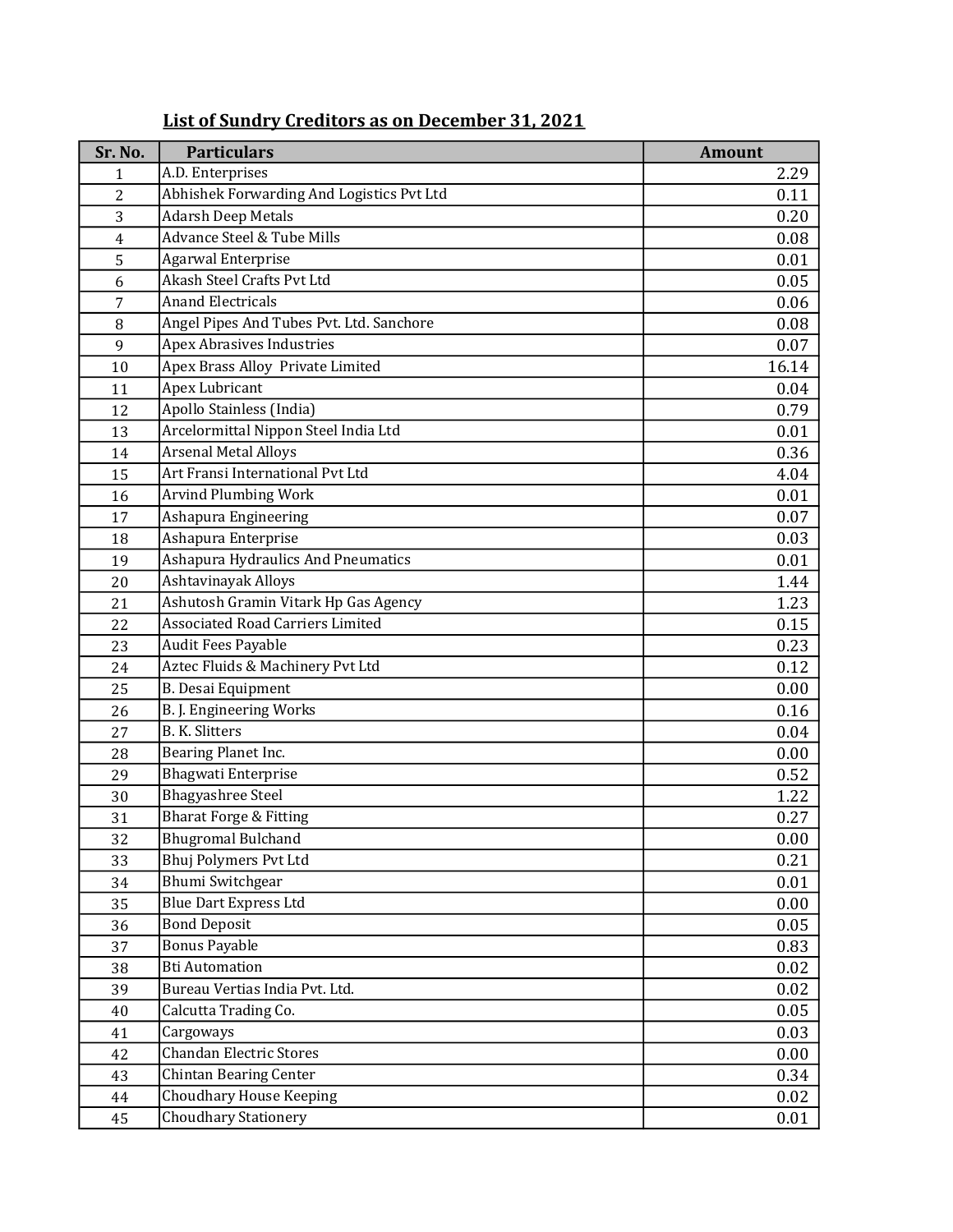## List of Sundry Creditors as on December 31, 2021

| Sr. No. | Particulars | Amount |
|---|---|---|
| 1 | A.D. Enterprises | 2.29 |
| 2 | Abhishek Forwarding And Logistics Pvt Ltd | 0.11 |
| 3 | Adarsh Deep Metals | 0.20 |
| 4 | Advance Steel & Tube Mills | 0.08 |
| 5 | Agarwal Enterprise | 0.01 |
| 6 | Akash Steel Crafts Pvt Ltd | 0.05 |
| 7 | Anand Electricals | 0.06 |
| 8 | Angel Pipes And Tubes Pvt. Ltd. Sanchore | 0.08 |
| 9 | Apex Abrasives Industries | 0.07 |
| 10 | Apex Brass Alloy Private Limited | 16.14 |
| 11 | Apex Lubricant | 0.04 |
| 12 | Apollo Stainless (India) | 0.79 |
| 13 | Arcelormittal Nippon Steel India Ltd | 0.01 |
| 14 | Arsenal Metal Alloys | 0.36 |
| 15 | Art Fransi International Pvt Ltd | 4.04 |
| 16 | Arvind Plumbing Work | 0.01 |
| 17 | Ashapura Engineering | 0.07 |
| 18 | Ashapura Enterprise | 0.03 |
| 19 | Ashapura Hydraulics And Pneumatics | 0.01 |
| 20 | Ashtavinayak Alloys | 1.44 |
| 21 | Ashutosh Gramin Vitark Hp Gas Agency | 1.23 |
| 22 | Associated Road Carriers Limited | 0.15 |
| 23 | Audit Fees Payable | 0.23 |
| 24 | Aztec Fluids & Machinery Pvt Ltd | 0.12 |
| 25 | B. Desai Equipment | 0.00 |
| 26 | B. J. Engineering Works | 0.16 |
| 27 | B. K. Slitters | 0.04 |
| 28 | Bearing Planet Inc. | 0.00 |
| 29 | Bhagwati Enterprise | 0.52 |
| 30 | Bhagyashree Steel | 1.22 |
| 31 | Bharat Forge & Fitting | 0.27 |
| 32 | Bhugromal Bulchand | 0.00 |
| 33 | Bhuj Polymers Pvt Ltd | 0.21 |
| 34 | Bhumi Switchgear | 0.01 |
| 35 | Blue Dart Express Ltd | 0.00 |
| 36 | Bond Deposit | 0.05 |
| 37 | Bonus Payable | 0.83 |
| 38 | Bti Automation | 0.02 |
| 39 | Bureau Vertias India Pvt. Ltd. | 0.02 |
| 40 | Calcutta Trading Co. | 0.05 |
| 41 | Cargoways | 0.03 |
| 42 | Chandan Electric Stores | 0.00 |
| 43 | Chintan Bearing Center | 0.34 |
| 44 | Choudhary House Keeping | 0.02 |
| 45 | Choudhary Stationery | 0.01 |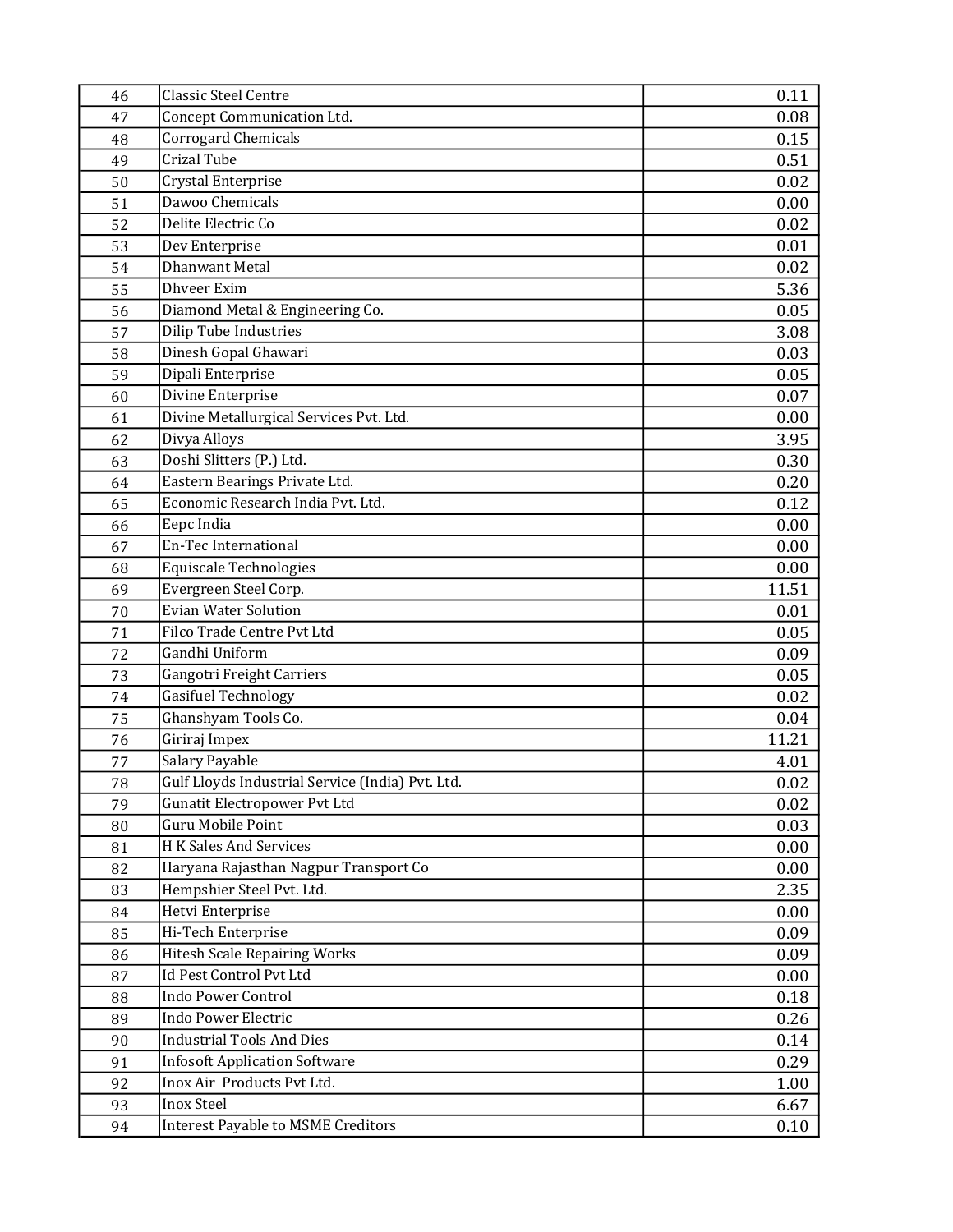| | | |
|---|---|---|
| 46 | Classic Steel Centre | 0.11 |
| 47 | Concept Communication Ltd. | 0.08 |
| 48 | Corrogard Chemicals | 0.15 |
| 49 | Crizal Tube | 0.51 |
| 50 | Crystal Enterprise | 0.02 |
| 51 | Dawoo Chemicals | 0.00 |
| 52 | Delite Electric Co | 0.02 |
| 53 | Dev Enterprise | 0.01 |
| 54 | Dhanwant Metal | 0.02 |
| 55 | Dhveer Exim | 5.36 |
| 56 | Diamond Metal & Engineering Co. | 0.05 |
| 57 | Dilip Tube Industries | 3.08 |
| 58 | Dinesh Gopal Ghawari | 0.03 |
| 59 | Dipali Enterprise | 0.05 |
| 60 | Divine Enterprise | 0.07 |
| 61 | Divine Metallurgical Services Pvt. Ltd. | 0.00 |
| 62 | Divya Alloys | 3.95 |
| 63 | Doshi Slitters (P.) Ltd. | 0.30 |
| 64 | Eastern Bearings Private Ltd. | 0.20 |
| 65 | Economic Research India Pvt. Ltd. | 0.12 |
| 66 | Eepc India | 0.00 |
| 67 | En-Tec International | 0.00 |
| 68 | Equiscale Technologies | 0.00 |
| 69 | Evergreen Steel Corp. | 11.51 |
| 70 | Evian Water Solution | 0.01 |
| 71 | Filco Trade Centre Pvt Ltd | 0.05 |
| 72 | Gandhi Uniform | 0.09 |
| 73 | Gangotri Freight Carriers | 0.05 |
| 74 | Gasifuel Technology | 0.02 |
| 75 | Ghanshyam Tools Co. | 0.04 |
| 76 | Giriraj Impex | 11.21 |
| 77 | Salary Payable | 4.01 |
| 78 | Gulf Lloyds Industrial Service (India) Pvt. Ltd. | 0.02 |
| 79 | Gunatit Electropower Pvt Ltd | 0.02 |
| 80 | Guru Mobile Point | 0.03 |
| 81 | H K Sales And Services | 0.00 |
| 82 | Haryana Rajasthan Nagpur Transport Co | 0.00 |
| 83 | Hempshier Steel Pvt. Ltd. | 2.35 |
| 84 | Hetvi Enterprise | 0.00 |
| 85 | Hi-Tech Enterprise | 0.09 |
| 86 | Hitesh Scale Repairing Works | 0.09 |
| 87 | Id Pest Control Pvt Ltd | 0.00 |
| 88 | Indo Power Control | 0.18 |
| 89 | Indo Power Electric | 0.26 |
| 90 | Industrial Tools And Dies | 0.14 |
| 91 | Infosoft Application Software | 0.29 |
| 92 | Inox Air Products Pvt Ltd. | 1.00 |
| 93 | Inox Steel | 6.67 |
| 94 | Interest Payable to MSME Creditors | 0.10 |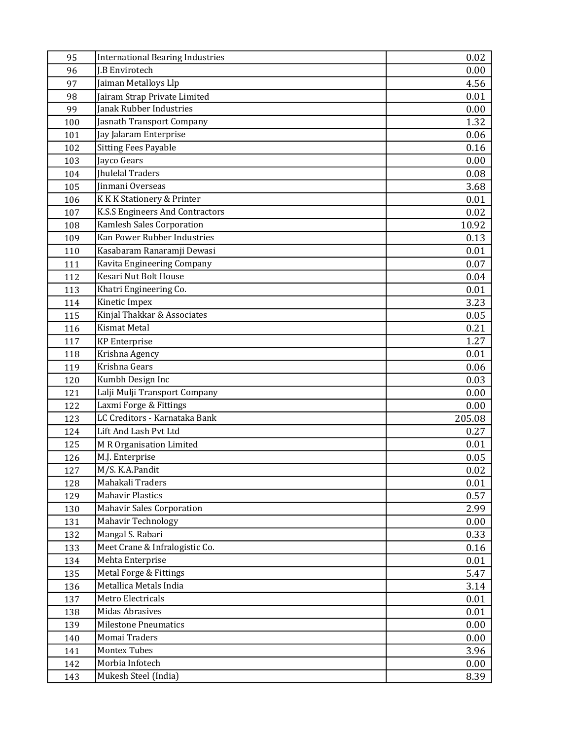| | | |
|---|---|---|
| 95 | International Bearing Industries | 0.02 |
| 96 | J.B Envirotech | 0.00 |
| 97 | Jaiman Metalloys Llp | 4.56 |
| 98 | Jairam Strap Private Limited | 0.01 |
| 99 | Janak Rubber Industries | 0.00 |
| 100 | Jasnath Transport Company | 1.32 |
| 101 | Jay Jalaram Enterprise | 0.06 |
| 102 | Sitting Fees Payable | 0.16 |
| 103 | Jayco Gears | 0.00 |
| 104 | Jhulelal Traders | 0.08 |
| 105 | Jinmani Overseas | 3.68 |
| 106 | K K K Stationery & Printer | 0.01 |
| 107 | K.S.S Engineers And Contractors | 0.02 |
| 108 | Kamlesh Sales Corporation | 10.92 |
| 109 | Kan Power Rubber Industries | 0.13 |
| 110 | Kasabaram Ranaramji Dewasi | 0.01 |
| 111 | Kavita Engineering Company | 0.07 |
| 112 | Kesari Nut Bolt House | 0.04 |
| 113 | Khatri Engineering Co. | 0.01 |
| 114 | Kinetic Impex | 3.23 |
| 115 | Kinjal Thakkar & Associates | 0.05 |
| 116 | Kismat Metal | 0.21 |
| 117 | KP Enterprise | 1.27 |
| 118 | Krishna Agency | 0.01 |
| 119 | Krishna Gears | 0.06 |
| 120 | Kumbh Design Inc | 0.03 |
| 121 | Lalji Mulji Transport Company | 0.00 |
| 122 | Laxmi Forge & Fittings | 0.00 |
| 123 | LC Creditors - Karnataka Bank | 205.08 |
| 124 | Lift And Lash Pvt Ltd | 0.27 |
| 125 | M R Organisation Limited | 0.01 |
| 126 | M.J. Enterprise | 0.05 |
| 127 | M/S. K.A.Pandit | 0.02 |
| 128 | Mahakali Traders | 0.01 |
| 129 | Mahavir Plastics | 0.57 |
| 130 | Mahavir Sales Corporation | 2.99 |
| 131 | Mahavir Technology | 0.00 |
| 132 | Mangal S. Rabari | 0.33 |
| 133 | Meet Crane & Infralogistic Co. | 0.16 |
| 134 | Mehta Enterprise | 0.01 |
| 135 | Metal Forge & Fittings | 5.47 |
| 136 | Metallica Metals India | 3.14 |
| 137 | Metro Electricals | 0.01 |
| 138 | Midas Abrasives | 0.01 |
| 139 | Milestone Pneumatics | 0.00 |
| 140 | Momai Traders | 0.00 |
| 141 | Montex Tubes | 3.96 |
| 142 | Morbia Infotech | 0.00 |
| 143 | Mukesh Steel (India) | 8.39 |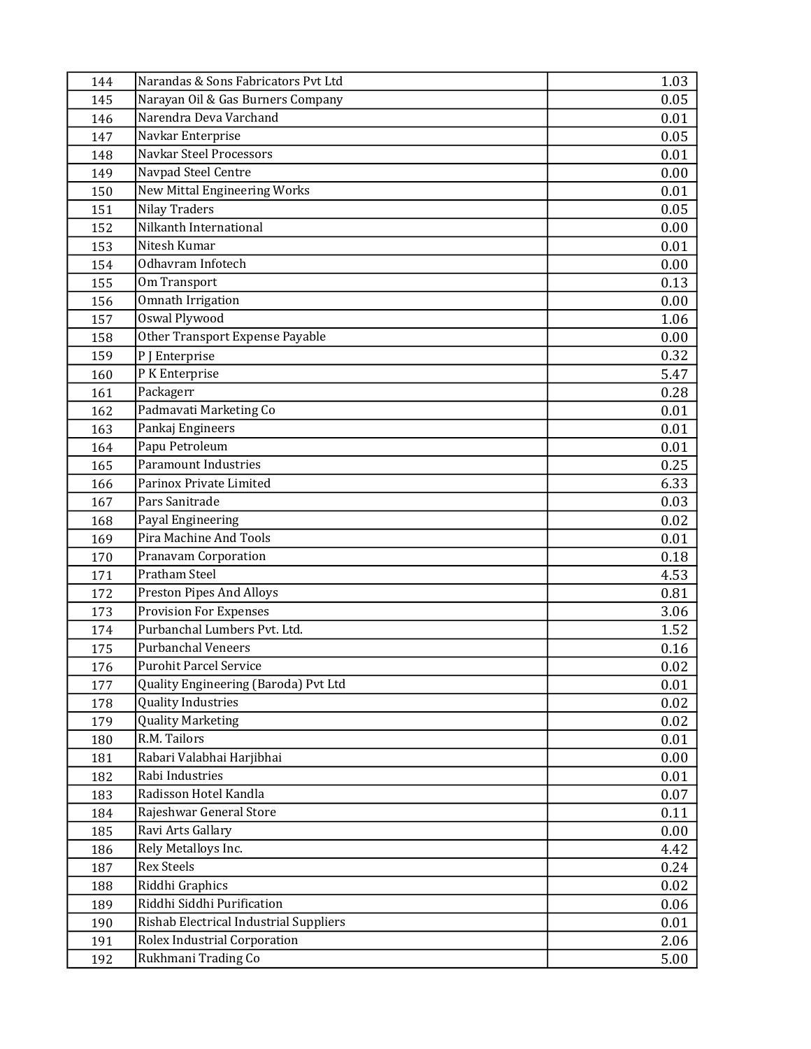| | | |
|---|---|---|
| 144 | Narandas & Sons Fabricators Pvt Ltd | 1.03 |
| 145 | Narayan Oil & Gas Burners Company | 0.05 |
| 146 | Narendra Deva Varchand | 0.01 |
| 147 | Navkar Enterprise | 0.05 |
| 148 | Navkar Steel Processors | 0.01 |
| 149 | Navpad Steel Centre | 0.00 |
| 150 | New Mittal Engineering Works | 0.01 |
| 151 | Nilay Traders | 0.05 |
| 152 | Nilkanth International | 0.00 |
| 153 | Nitesh Kumar | 0.01 |
| 154 | Odhavram Infotech | 0.00 |
| 155 | Om Transport | 0.13 |
| 156 | Omnath Irrigation | 0.00 |
| 157 | Oswal Plywood | 1.06 |
| 158 | Other Transport Expense Payable | 0.00 |
| 159 | P J Enterprise | 0.32 |
| 160 | P K Enterprise | 5.47 |
| 161 | Packagerr | 0.28 |
| 162 | Padmavati Marketing Co | 0.01 |
| 163 | Pankaj Engineers | 0.01 |
| 164 | Papu Petroleum | 0.01 |
| 165 | Paramount Industries | 0.25 |
| 166 | Parinox Private Limited | 6.33 |
| 167 | Pars Sanitrade | 0.03 |
| 168 | Payal Engineering | 0.02 |
| 169 | Pira Machine And Tools | 0.01 |
| 170 | Pranavam Corporation | 0.18 |
| 171 | Pratham Steel | 4.53 |
| 172 | Preston Pipes And Alloys | 0.81 |
| 173 | Provision For Expenses | 3.06 |
| 174 | Purbanchal Lumbers Pvt. Ltd. | 1.52 |
| 175 | Purbanchal Veneers | 0.16 |
| 176 | Purohit Parcel Service | 0.02 |
| 177 | Quality Engineering (Baroda) Pvt Ltd | 0.01 |
| 178 | Quality Industries | 0.02 |
| 179 | Quality Marketing | 0.02 |
| 180 | R.M. Tailors | 0.01 |
| 181 | Rabari Valabhai Harjibhai | 0.00 |
| 182 | Rabi Industries | 0.01 |
| 183 | Radisson Hotel Kandla | 0.07 |
| 184 | Rajeshwar General Store | 0.11 |
| 185 | Ravi Arts Gallary | 0.00 |
| 186 | Rely Metalloys Inc. | 4.42 |
| 187 | Rex Steels | 0.24 |
| 188 | Riddhi Graphics | 0.02 |
| 189 | Riddhi Siddhi Purification | 0.06 |
| 190 | Rishab Electrical Industrial Suppliers | 0.01 |
| 191 | Rolex Industrial Corporation | 2.06 |
| 192 | Rukhmani Trading Co | 5.00 |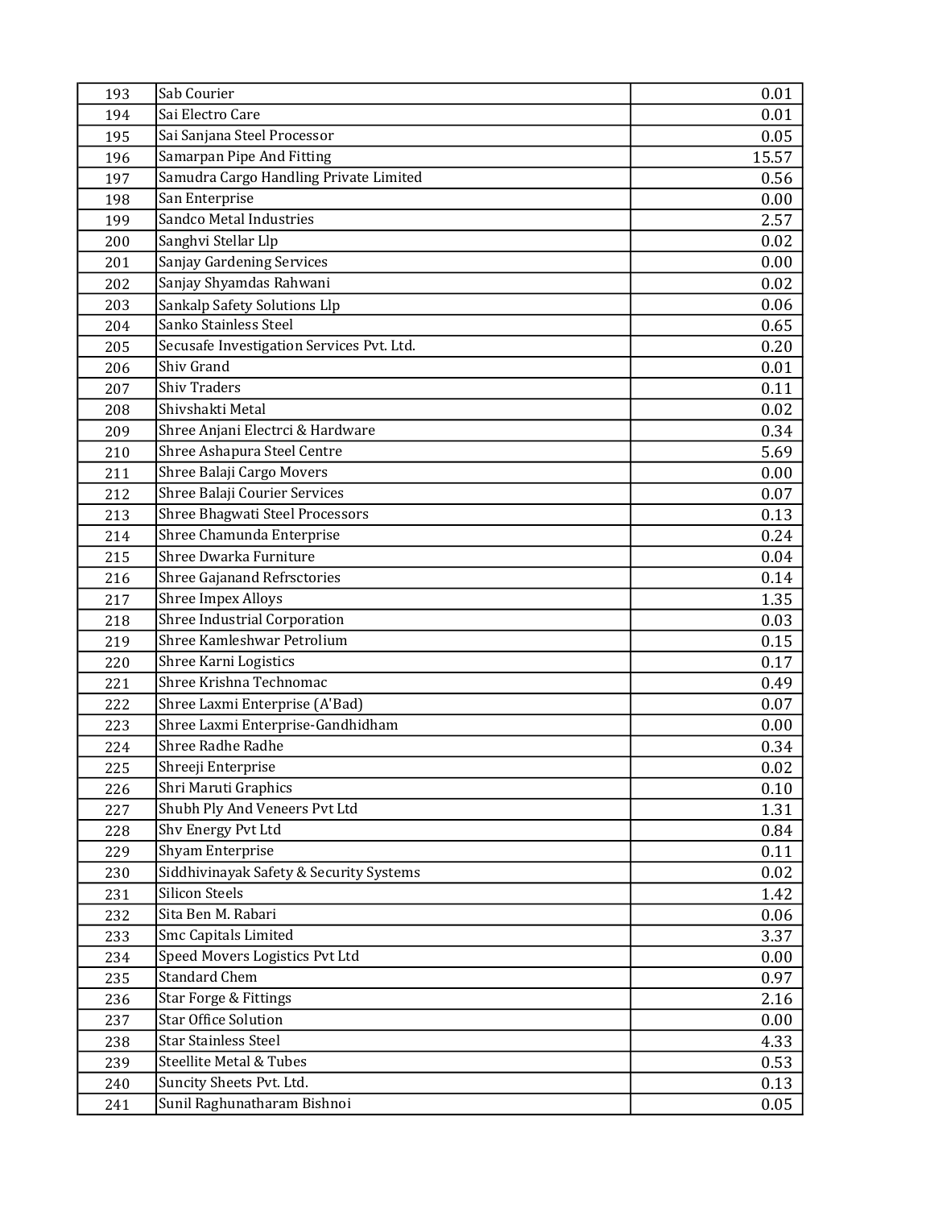| 193 | Sab Courier | 0.01 |
|---|---|---|
| 194 | Sai Electro Care | 0.01 |
| 195 | Sai Sanjana Steel Processor | 0.05 |
| 196 | Samarpan Pipe And Fitting | 15.57 |
| 197 | Samudra Cargo Handling Private Limited | 0.56 |
| 198 | San Enterprise | 0.00 |
| 199 | Sandco Metal Industries | 2.57 |
| 200 | Sanghvi Stellar Llp | 0.02 |
| 201 | Sanjay Gardening Services | 0.00 |
| 202 | Sanjay Shyamdas Rahwani | 0.02 |
| 203 | Sankalp Safety Solutions Llp | 0.06 |
| 204 | Sanko Stainless Steel | 0.65 |
| 205 | Secusafe Investigation Services Pvt. Ltd. | 0.20 |
| 206 | Shiv Grand | 0.01 |
| 207 | Shiv Traders | 0.11 |
| 208 | Shivshakti Metal | 0.02 |
| 209 | Shree Anjani Electrci & Hardware | 0.34 |
| 210 | Shree Ashapura Steel Centre | 5.69 |
| 211 | Shree Balaji Cargo Movers | 0.00 |
| 212 | Shree Balaji Courier Services | 0.07 |
| 213 | Shree Bhagwati Steel Processors | 0.13 |
| 214 | Shree Chamunda Enterprise | 0.24 |
| 215 | Shree Dwarka Furniture | 0.04 |
| 216 | Shree Gajanand Refrsctories | 0.14 |
| 217 | Shree Impex Alloys | 1.35 |
| 218 | Shree Industrial Corporation | 0.03 |
| 219 | Shree Kamleshwar Petrolium | 0.15 |
| 220 | Shree Karni Logistics | 0.17 |
| 221 | Shree Krishna Technomac | 0.49 |
| 222 | Shree Laxmi Enterprise (A'Bad) | 0.07 |
| 223 | Shree Laxmi Enterprise-Gandhidham | 0.00 |
| 224 | Shree Radhe Radhe | 0.34 |
| 225 | Shreeji Enterprise | 0.02 |
| 226 | Shri Maruti Graphics | 0.10 |
| 227 | Shubh Ply And Veneers Pvt Ltd | 1.31 |
| 228 | Shv Energy Pvt Ltd | 0.84 |
| 229 | Shyam Enterprise | 0.11 |
| 230 | Siddhivinayak Safety & Security Systems | 0.02 |
| 231 | Silicon Steels | 1.42 |
| 232 | Sita Ben M. Rabari | 0.06 |
| 233 | Smc Capitals Limited | 3.37 |
| 234 | Speed Movers Logistics Pvt Ltd | 0.00 |
| 235 | Standard Chem | 0.97 |
| 236 | Star Forge & Fittings | 2.16 |
| 237 | Star Office Solution | 0.00 |
| 238 | Star Stainless Steel | 4.33 |
| 239 | Steellite Metal & Tubes | 0.53 |
| 240 | Suncity Sheets Pvt. Ltd. | 0.13 |
| 241 | Sunil Raghunatharam Bishnoi | 0.05 |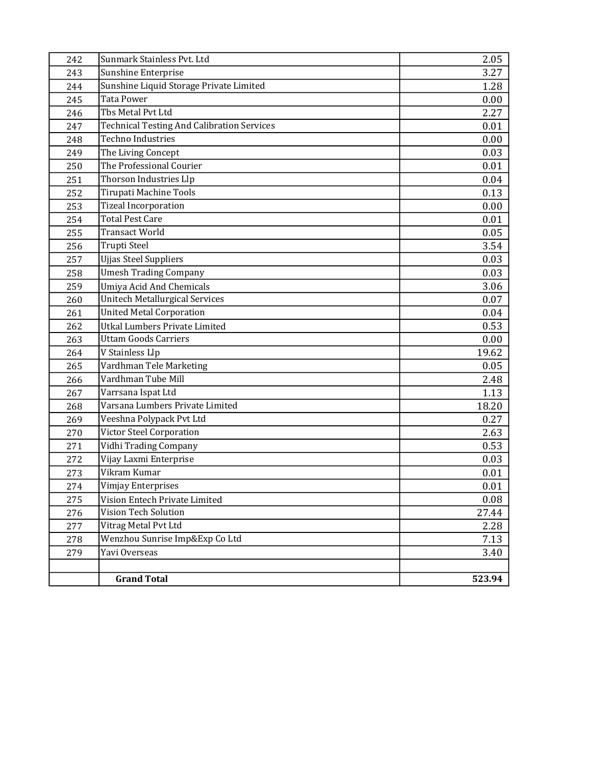| | | |
|---|---|---|
| 242 | Sunmark Stainless Pvt. Ltd | 2.05 |
| 243 | Sunshine Enterprise | 3.27 |
| 244 | Sunshine Liquid Storage Private Limited | 1.28 |
| 245 | Tata Power | 0.00 |
| 246 | Tbs Metal Pvt Ltd | 2.27 |
| 247 | Technical Testing And Calibration Services | 0.01 |
| 248 | Techno Industries | 0.00 |
| 249 | The Living Concept | 0.03 |
| 250 | The Professional Courier | 0.01 |
| 251 | Thorson Industries Llp | 0.04 |
| 252 | Tirupati Machine Tools | 0.13 |
| 253 | Tizeal Incorporation | 0.00 |
| 254 | Total Pest Care | 0.01 |
| 255 | Transact World | 0.05 |
| 256 | Trupti Steel | 3.54 |
| 257 | Ujjas Steel Suppliers | 0.03 |
| 258 | Umesh Trading Company | 0.03 |
| 259 | Umiya Acid And Chemicals | 3.06 |
| 260 | Unitech Metallurgical Services | 0.07 |
| 261 | United Metal Corporation | 0.04 |
| 262 | Utkal Lumbers Private Limited | 0.53 |
| 263 | Uttam Goods Carriers | 0.00 |
| 264 | V Stainless Llp | 19.62 |
| 265 | Vardhman Tele Marketing | 0.05 |
| 266 | Vardhman Tube Mill | 2.48 |
| 267 | Varrsana Ispat Ltd | 1.13 |
| 268 | Varsana Lumbers Private Limited | 18.20 |
| 269 | Veeshna Polypack Pvt Ltd | 0.27 |
| 270 | Victor Steel Corporation | 2.63 |
| 271 | Vidhi Trading Company | 0.53 |
| 272 | Vijay Laxmi Enterprise | 0.03 |
| 273 | Vikram Kumar | 0.01 |
| 274 | Vimjay Enterprises | 0.01 |
| 275 | Vision Entech Private Limited | 0.08 |
| 276 | Vision Tech Solution | 27.44 |
| 277 | Vitrag Metal Pvt Ltd | 2.28 |
| 278 | Wenzhou Sunrise Imp&Exp Co Ltd | 7.13 |
| 279 | Yavi Overseas | 3.40 |
| | | |
| | **Grand Total** | **523.94** |